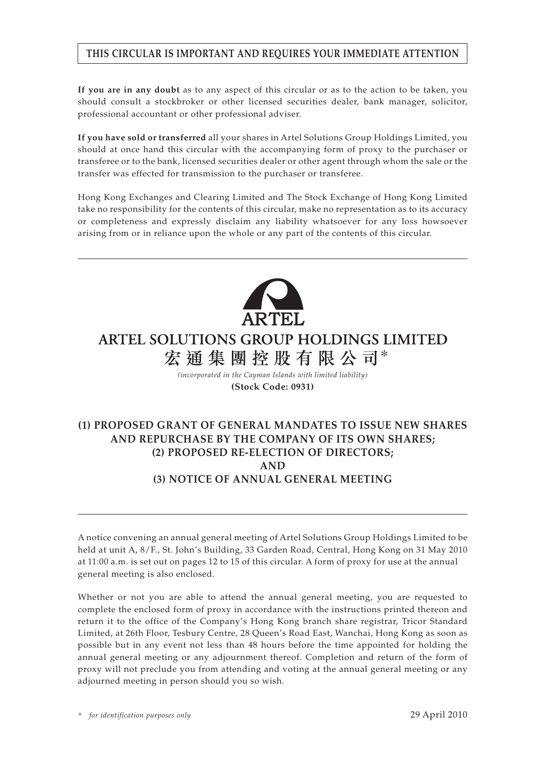**THIS CIRCULAR IS IMPORTANT AND REQUIRES YOUR IMMEDIATE ATTENTION**

**If you are in any doubt** as to any aspect of this circular or as to the action to be taken, you should consult a stockbroker or other licensed securities dealer, bank manager, solicitor, professional accountant or other professional adviser.

**If you have sold or transferred** all your shares in Artel Solutions Group Holdings Limited, you should at once hand this circular with the accompanying form of proxy to the purchaser or transferee or to the bank, licensed securities dealer or other agent through whom the sale or the transfer was effected for transmission to the purchaser or transferee.

Hong Kong Exchanges and Clearing Limited and The Stock Exchange of Hong Kong Limited take no responsibility for the contents of this circular, make no representation as to its accuracy or completeness and expressly disclaim any liability whatsoever for any loss howsoever arising from or in reliance upon the whole or any part of the contents of this circular.

ARTEL

# ARTEL SOLUTIONS GROUP HOLDINGS LIMITED

# 宏通集團控股有限公司*

*(incorporated in the Cayman Islands with limited liability)*

**(Stock Code: 0931)**

## (1) PROPOSED GRANT OF GENERAL MANDATES TO ISSUE NEW SHARES AND REPURCHASE BY THE COMPANY OF ITS OWN SHARES;
## (2) PROPOSED RE-ELECTION OF DIRECTORS;
## AND
## (3) NOTICE OF ANNUAL GENERAL MEETING

A notice convening an annual general meeting of Artel Solutions Group Holdings Limited to be held at unit A, 8/F., St. John's Building, 33 Garden Road, Central, Hong Kong on 31 May 2010 at 11:00 a.m. is set out on pages 12 to 15 of this circular. A form of proxy for use at the annual general meeting is also enclosed.

Whether or not you are able to attend the annual general meeting, you are requested to complete the enclosed form of proxy in accordance with the instructions printed thereon and return it to the office of the Company's Hong Kong branch share registrar, Tricor Standard Limited, at 26th Floor, Tesbury Centre, 28 Queen's Road East, Wanchai, Hong Kong as soon as possible but in any event not less than 48 hours before the time appointed for holding the annual general meeting or any adjournment thereof. Completion and return of the form of proxy will not preclude you from attending and voting at the annual general meeting or any adjourned meeting in person should you so wish.

\* *for identification purposes only*

29 April 2010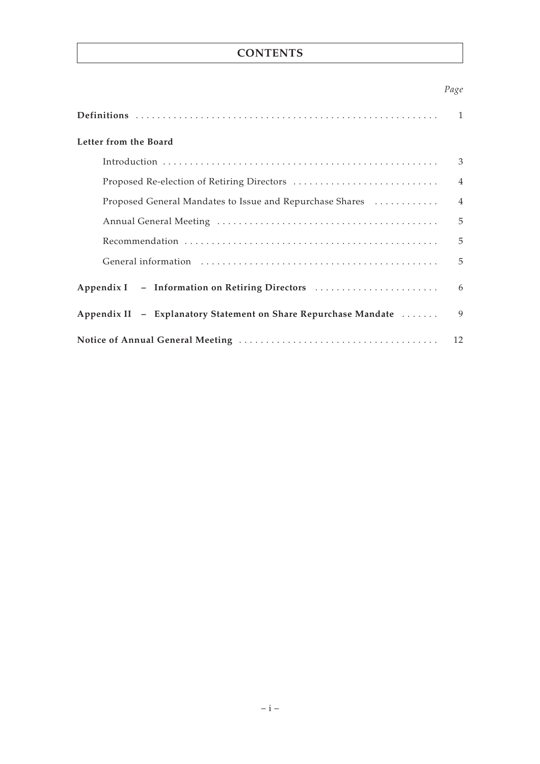# CONTENTS

| | *Page* |
|---|---|
| **Definitions** | 1 |
| **Letter from the Board** | |
| Introduction | 3 |
| Proposed Re-election of Retiring Directors | 4 |
| Proposed General Mandates to Issue and Repurchase Shares | 4 |
| Annual General Meeting | 5 |
| Recommendation | 5 |
| General information | 5 |
| **Appendix I – Information on Retiring Directors** | 6 |
| **Appendix II – Explanatory Statement on Share Repurchase Mandate** | 9 |
| **Notice of Annual General Meeting** | 12 |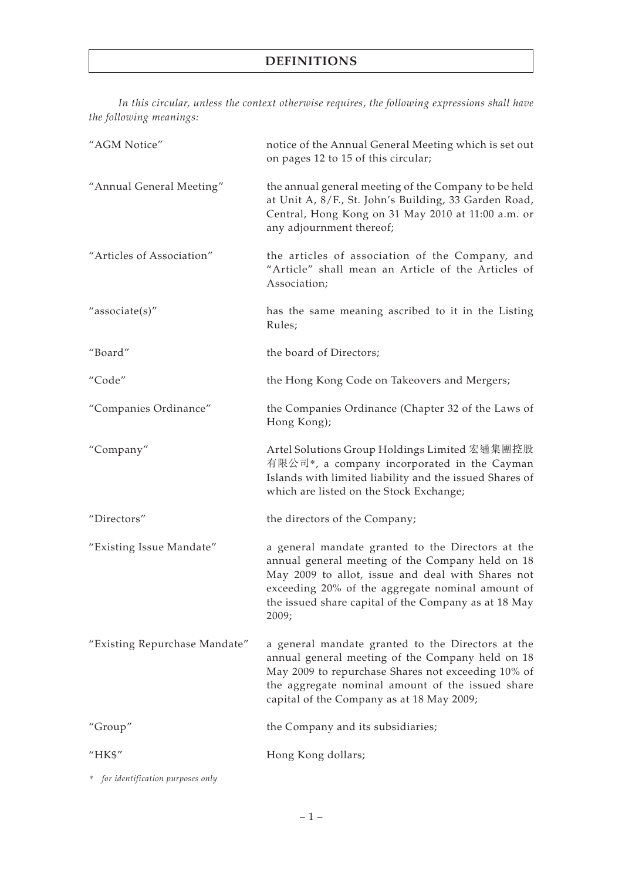# DEFINITIONS

*In this circular, unless the context otherwise requires, the following expressions shall have the following meanings:*

| | |
|---|---|
| "AGM Notice" | notice of the Annual General Meeting which is set out on pages 12 to 15 of this circular; |
| "Annual General Meeting" | the annual general meeting of the Company to be held at Unit A, 8/F., St. John's Building, 33 Garden Road, Central, Hong Kong on 31 May 2010 at 11:00 a.m. or any adjournment thereof; |
| "Articles of Association" | the articles of association of the Company, and "Article" shall mean an Article of the Articles of Association; |
| "associate(s)" | has the same meaning ascribed to it in the Listing Rules; |
| "Board" | the board of Directors; |
| "Code" | the Hong Kong Code on Takeovers and Mergers; |
| "Companies Ordinance" | the Companies Ordinance (Chapter 32 of the Laws of Hong Kong); |
| "Company" | Artel Solutions Group Holdings Limited 宏通集團控股有限公司*, a company incorporated in the Cayman Islands with limited liability and the issued Shares of which are listed on the Stock Exchange; |
| "Directors" | the directors of the Company; |
| "Existing Issue Mandate" | a general mandate granted to the Directors at the annual general meeting of the Company held on 18 May 2009 to allot, issue and deal with Shares not exceeding 20% of the aggregate nominal amount of the issued share capital of the Company as at 18 May 2009; |
| "Existing Repurchase Mandate" | a general mandate granted to the Directors at the annual general meeting of the Company held on 18 May 2009 to repurchase Shares not exceeding 10% of the aggregate nominal amount of the issued share capital of the Company as at 18 May 2009; |
| "Group" | the Company and its subsidiaries; |
| "HK$" | Hong Kong dollars; |

\* *for identification purposes only*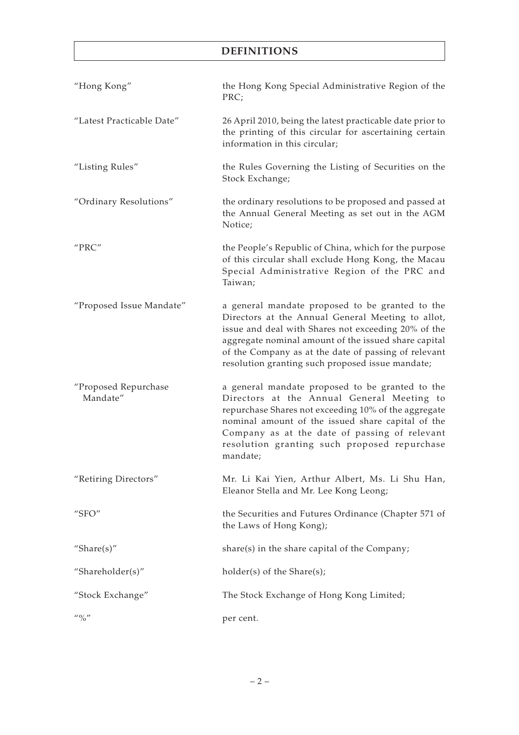# DEFINITIONS

| | |
|---|---|
| "Hong Kong" | the Hong Kong Special Administrative Region of the PRC; |
| "Latest Practicable Date" | 26 April 2010, being the latest practicable date prior to the printing of this circular for ascertaining certain information in this circular; |
| "Listing Rules" | the Rules Governing the Listing of Securities on the Stock Exchange; |
| "Ordinary Resolutions" | the ordinary resolutions to be proposed and passed at the Annual General Meeting as set out in the AGM Notice; |
| "PRC" | the People's Republic of China, which for the purpose of this circular shall exclude Hong Kong, the Macau Special Administrative Region of the PRC and Taiwan; |
| "Proposed Issue Mandate" | a general mandate proposed to be granted to the Directors at the Annual General Meeting to allot, issue and deal with Shares not exceeding 20% of the aggregate nominal amount of the issued share capital of the Company as at the date of passing of relevant resolution granting such proposed issue mandate; |
| "Proposed Repurchase Mandate" | a general mandate proposed to be granted to the Directors at the Annual General Meeting to repurchase Shares not exceeding 10% of the aggregate nominal amount of the issued share capital of the Company as at the date of passing of relevant resolution granting such proposed repurchase mandate; |
| "Retiring Directors" | Mr. Li Kai Yien, Arthur Albert, Ms. Li Shu Han, Eleanor Stella and Mr. Lee Kong Leong; |
| "SFO" | the Securities and Futures Ordinance (Chapter 571 of the Laws of Hong Kong); |
| "Share(s)" | share(s) in the share capital of the Company; |
| "Shareholder(s)" | holder(s) of the Share(s); |
| "Stock Exchange" | The Stock Exchange of Hong Kong Limited; |
| "%" | per cent. |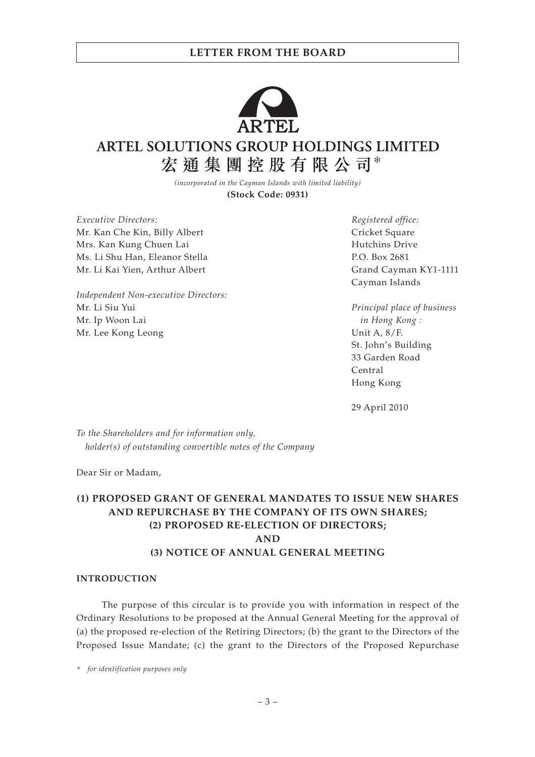# ARTEL SOLUTIONS GROUP HOLDINGS LIMITED
# 宏通集團控股有限公司*

*(incorporated in the Cayman Islands with limited liability)*

**(Stock Code: 0931)**

*Executive Directors:*
Mr. Kan Che Kin, Billy Albert
Mrs. Kan Kung Chuen Lai
Ms. Li Shu Han, Eleanor Stella
Mr. Li Kai Yien, Arthur Albert

*Independent Non-executive Directors:*
Mr. Li Siu Yui
Mr. Ip Woon Lai
Mr. Lee Kong Leong

*Registered office:*
Cricket Square
Hutchins Drive
P.O. Box 2681
Grand Cayman KY1-1111
Cayman Islands

*Principal place of business in Hong Kong :*
Unit A, 8/F.
St. John's Building
33 Garden Road
Central
Hong Kong

29 April 2010

*To the Shareholders and for information only, holder(s) of outstanding convertible notes of the Company*

Dear Sir or Madam,

**(1) PROPOSED GRANT OF GENERAL MANDATES TO ISSUE NEW SHARES AND REPURCHASE BY THE COMPANY OF ITS OWN SHARES;**
**(2) PROPOSED RE-ELECTION OF DIRECTORS;**
**AND**
**(3) NOTICE OF ANNUAL GENERAL MEETING**

## INTRODUCTION

The purpose of this circular is to provide you with information in respect of the Ordinary Resolutions to be proposed at the Annual General Meeting for the approval of (a) the proposed re-election of the Retiring Directors; (b) the grant to the Directors of the Proposed Issue Mandate; (c) the grant to the Directors of the Proposed Repurchase

\* *for identification purposes only*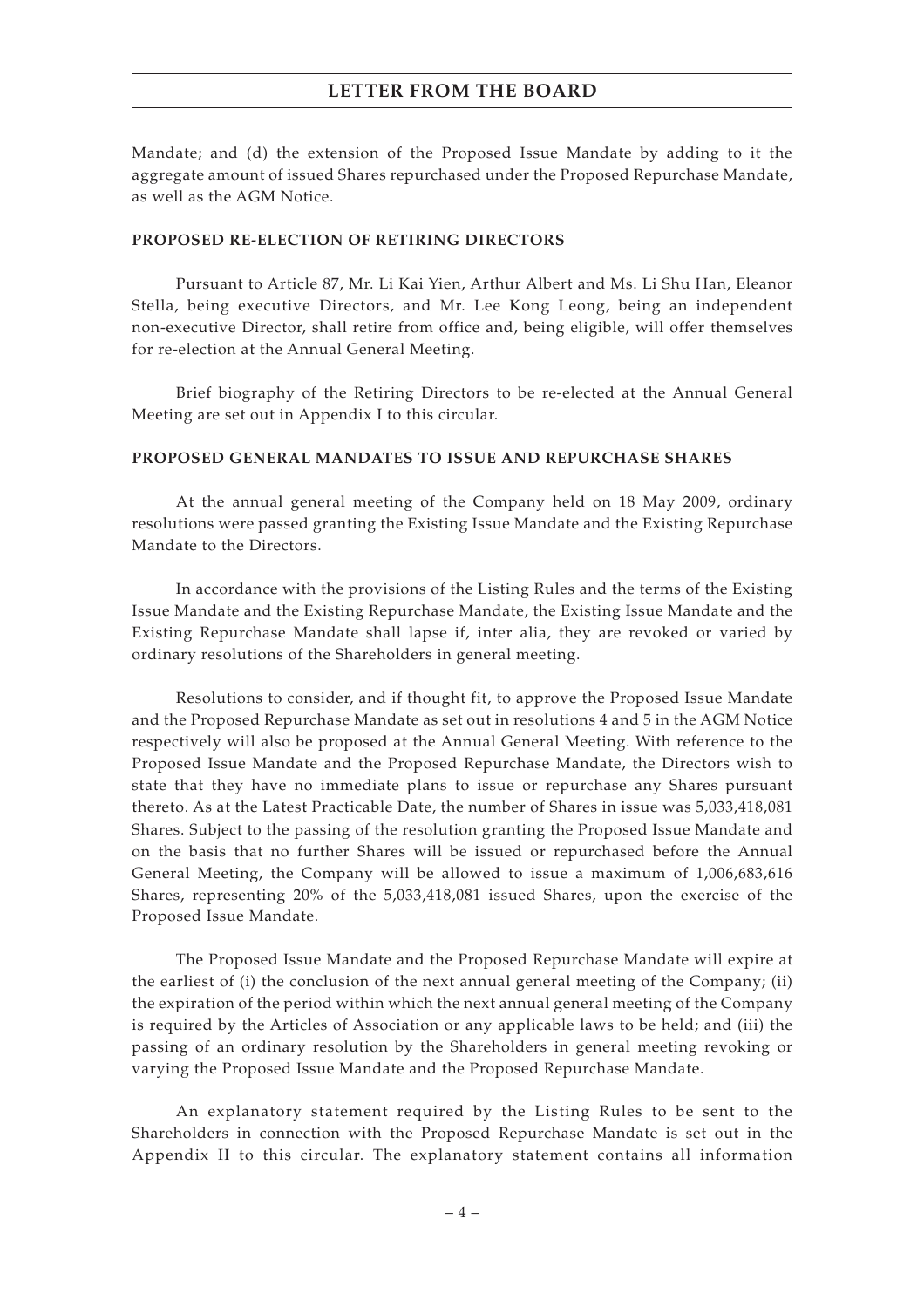Mandate; and (d) the extension of the Proposed Issue Mandate by adding to it the aggregate amount of issued Shares repurchased under the Proposed Repurchase Mandate, as well as the AGM Notice.

## PROPOSED RE-ELECTION OF RETIRING DIRECTORS

Pursuant to Article 87, Mr. Li Kai Yien, Arthur Albert and Ms. Li Shu Han, Eleanor Stella, being executive Directors, and Mr. Lee Kong Leong, being an independent non-executive Director, shall retire from office and, being eligible, will offer themselves for re-election at the Annual General Meeting.

Brief biography of the Retiring Directors to be re-elected at the Annual General Meeting are set out in Appendix I to this circular.

## PROPOSED GENERAL MANDATES TO ISSUE AND REPURCHASE SHARES

At the annual general meeting of the Company held on 18 May 2009, ordinary resolutions were passed granting the Existing Issue Mandate and the Existing Repurchase Mandate to the Directors.

In accordance with the provisions of the Listing Rules and the terms of the Existing Issue Mandate and the Existing Repurchase Mandate, the Existing Issue Mandate and the Existing Repurchase Mandate shall lapse if, inter alia, they are revoked or varied by ordinary resolutions of the Shareholders in general meeting.

Resolutions to consider, and if thought fit, to approve the Proposed Issue Mandate and the Proposed Repurchase Mandate as set out in resolutions 4 and 5 in the AGM Notice respectively will also be proposed at the Annual General Meeting. With reference to the Proposed Issue Mandate and the Proposed Repurchase Mandate, the Directors wish to state that they have no immediate plans to issue or repurchase any Shares pursuant thereto. As at the Latest Practicable Date, the number of Shares in issue was 5,033,418,081 Shares. Subject to the passing of the resolution granting the Proposed Issue Mandate and on the basis that no further Shares will be issued or repurchased before the Annual General Meeting, the Company will be allowed to issue a maximum of 1,006,683,616 Shares, representing 20% of the 5,033,418,081 issued Shares, upon the exercise of the Proposed Issue Mandate.

The Proposed Issue Mandate and the Proposed Repurchase Mandate will expire at the earliest of (i) the conclusion of the next annual general meeting of the Company; (ii) the expiration of the period within which the next annual general meeting of the Company is required by the Articles of Association or any applicable laws to be held; and (iii) the passing of an ordinary resolution by the Shareholders in general meeting revoking or varying the Proposed Issue Mandate and the Proposed Repurchase Mandate.

An explanatory statement required by the Listing Rules to be sent to the Shareholders in connection with the Proposed Repurchase Mandate is set out in the Appendix II to this circular. The explanatory statement contains all information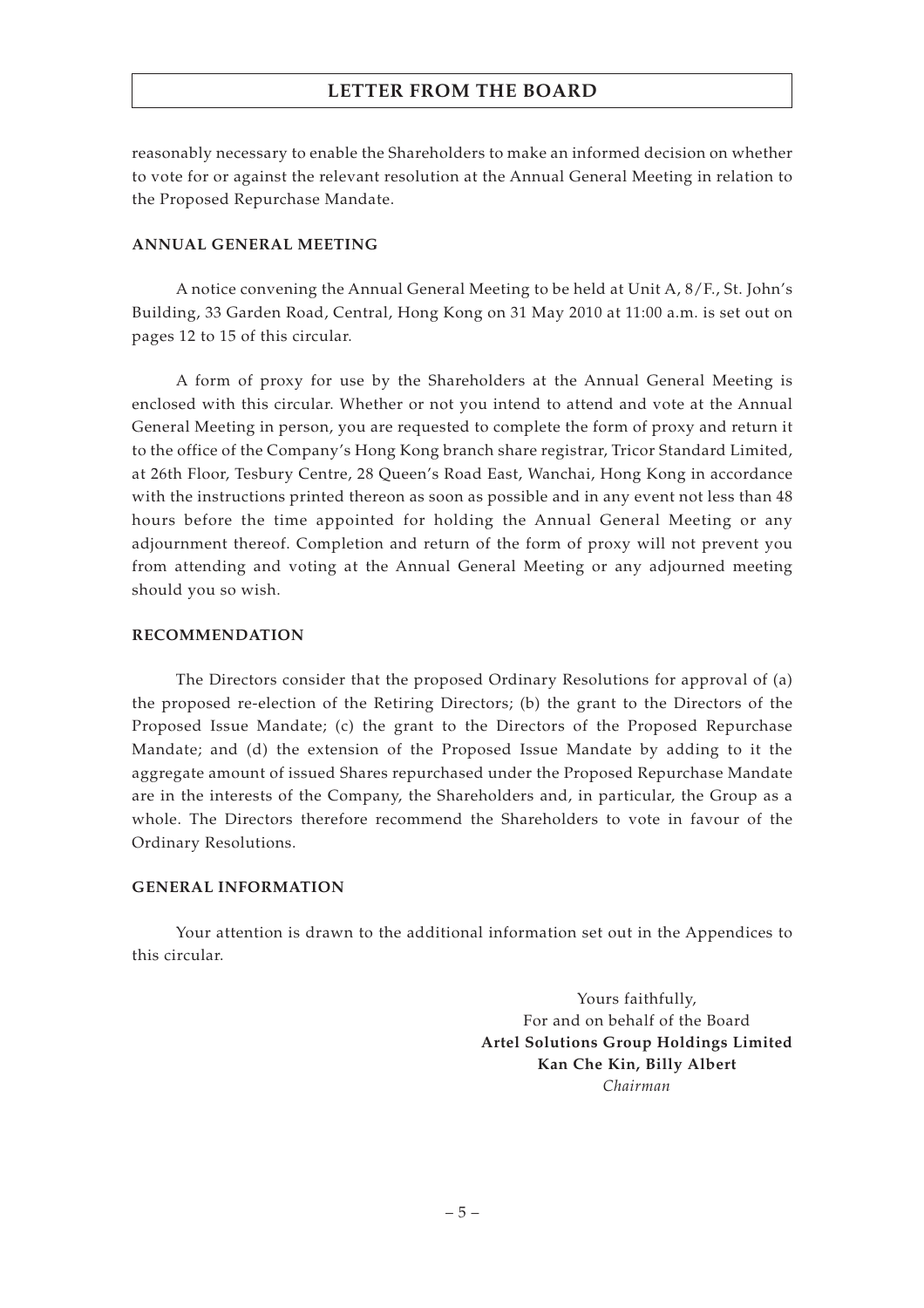reasonably necessary to enable the Shareholders to make an informed decision on whether to vote for or against the relevant resolution at the Annual General Meeting in relation to the Proposed Repurchase Mandate.

## ANNUAL GENERAL MEETING

A notice convening the Annual General Meeting to be held at Unit A, 8/F., St. John's Building, 33 Garden Road, Central, Hong Kong on 31 May 2010 at 11:00 a.m. is set out on pages 12 to 15 of this circular.

A form of proxy for use by the Shareholders at the Annual General Meeting is enclosed with this circular. Whether or not you intend to attend and vote at the Annual General Meeting in person, you are requested to complete the form of proxy and return it to the office of the Company's Hong Kong branch share registrar, Tricor Standard Limited, at 26th Floor, Tesbury Centre, 28 Queen's Road East, Wanchai, Hong Kong in accordance with the instructions printed thereon as soon as possible and in any event not less than 48 hours before the time appointed for holding the Annual General Meeting or any adjournment thereof. Completion and return of the form of proxy will not prevent you from attending and voting at the Annual General Meeting or any adjourned meeting should you so wish.

## RECOMMENDATION

The Directors consider that the proposed Ordinary Resolutions for approval of (a) the proposed re-election of the Retiring Directors; (b) the grant to the Directors of the Proposed Issue Mandate; (c) the grant to the Directors of the Proposed Repurchase Mandate; and (d) the extension of the Proposed Issue Mandate by adding to it the aggregate amount of issued Shares repurchased under the Proposed Repurchase Mandate are in the interests of the Company, the Shareholders and, in particular, the Group as a whole. The Directors therefore recommend the Shareholders to vote in favour of the Ordinary Resolutions.

## GENERAL INFORMATION

Your attention is drawn to the additional information set out in the Appendices to this circular.

Yours faithfully,
For and on behalf of the Board
**Artel Solutions Group Holdings Limited**
**Kan Che Kin, Billy Albert**
*Chairman*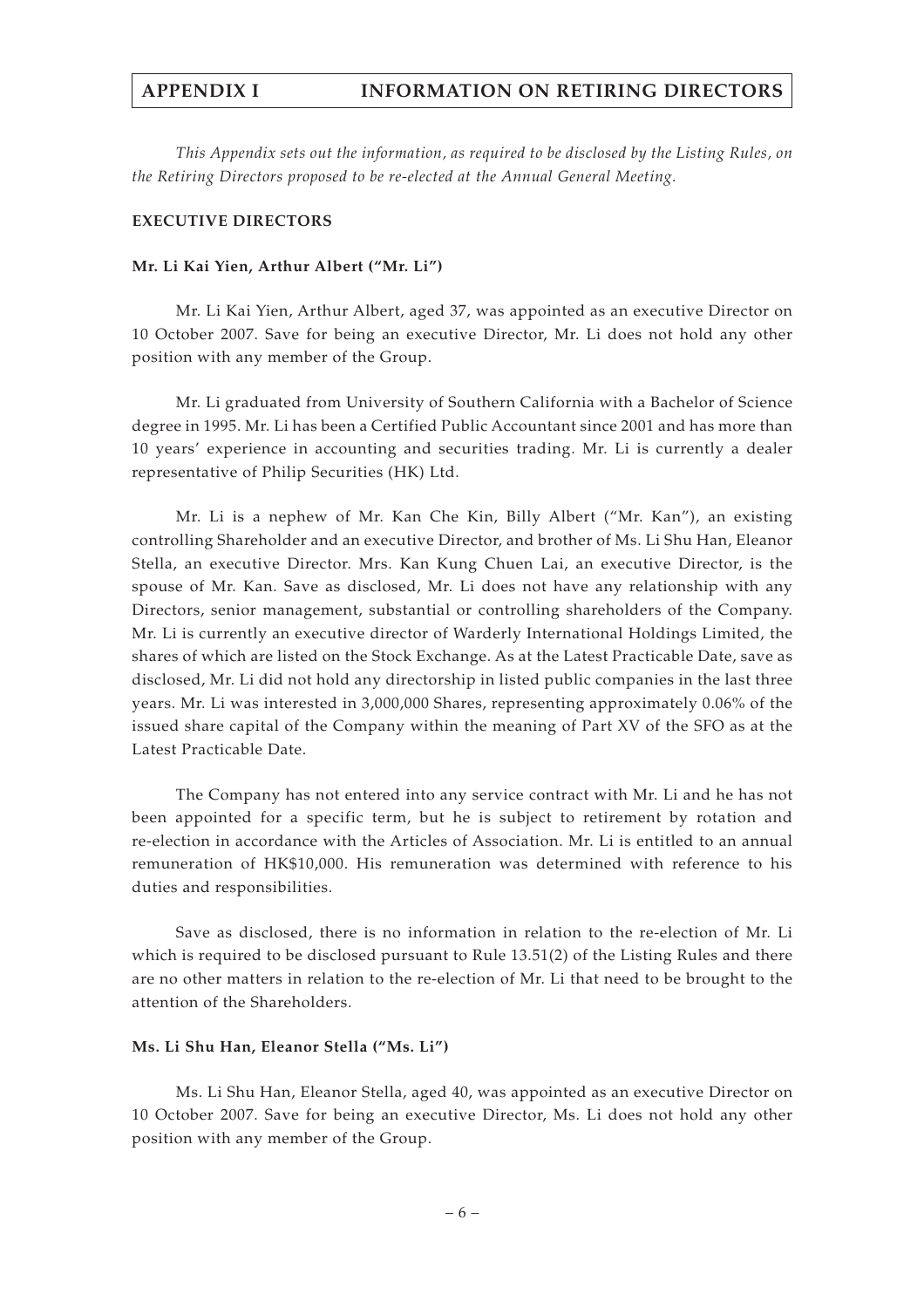# APPENDIX I INFORMATION ON RETIRING DIRECTORS

*This Appendix sets out the information, as required to be disclosed by the Listing Rules, on the Retiring Directors proposed to be re-elected at the Annual General Meeting.*

## EXECUTIVE DIRECTORS

### Mr. Li Kai Yien, Arthur Albert ("Mr. Li")

Mr. Li Kai Yien, Arthur Albert, aged 37, was appointed as an executive Director on 10 October 2007. Save for being an executive Director, Mr. Li does not hold any other position with any member of the Group.

Mr. Li graduated from University of Southern California with a Bachelor of Science degree in 1995. Mr. Li has been a Certified Public Accountant since 2001 and has more than 10 years' experience in accounting and securities trading. Mr. Li is currently a dealer representative of Philip Securities (HK) Ltd.

Mr. Li is a nephew of Mr. Kan Che Kin, Billy Albert ("Mr. Kan"), an existing controlling Shareholder and an executive Director, and brother of Ms. Li Shu Han, Eleanor Stella, an executive Director. Mrs. Kan Kung Chuen Lai, an executive Director, is the spouse of Mr. Kan. Save as disclosed, Mr. Li does not have any relationship with any Directors, senior management, substantial or controlling shareholders of the Company. Mr. Li is currently an executive director of Warderly International Holdings Limited, the shares of which are listed on the Stock Exchange. As at the Latest Practicable Date, save as disclosed, Mr. Li did not hold any directorship in listed public companies in the last three years. Mr. Li was interested in 3,000,000 Shares, representing approximately 0.06% of the issued share capital of the Company within the meaning of Part XV of the SFO as at the Latest Practicable Date.

The Company has not entered into any service contract with Mr. Li and he has not been appointed for a specific term, but he is subject to retirement by rotation and re-election in accordance with the Articles of Association. Mr. Li is entitled to an annual remuneration of HK$10,000. His remuneration was determined with reference to his duties and responsibilities.

Save as disclosed, there is no information in relation to the re-election of Mr. Li which is required to be disclosed pursuant to Rule 13.51(2) of the Listing Rules and there are no other matters in relation to the re-election of Mr. Li that need to be brought to the attention of the Shareholders.

### Ms. Li Shu Han, Eleanor Stella ("Ms. Li")

Ms. Li Shu Han, Eleanor Stella, aged 40, was appointed as an executive Director on 10 October 2007. Save for being an executive Director, Ms. Li does not hold any other position with any member of the Group.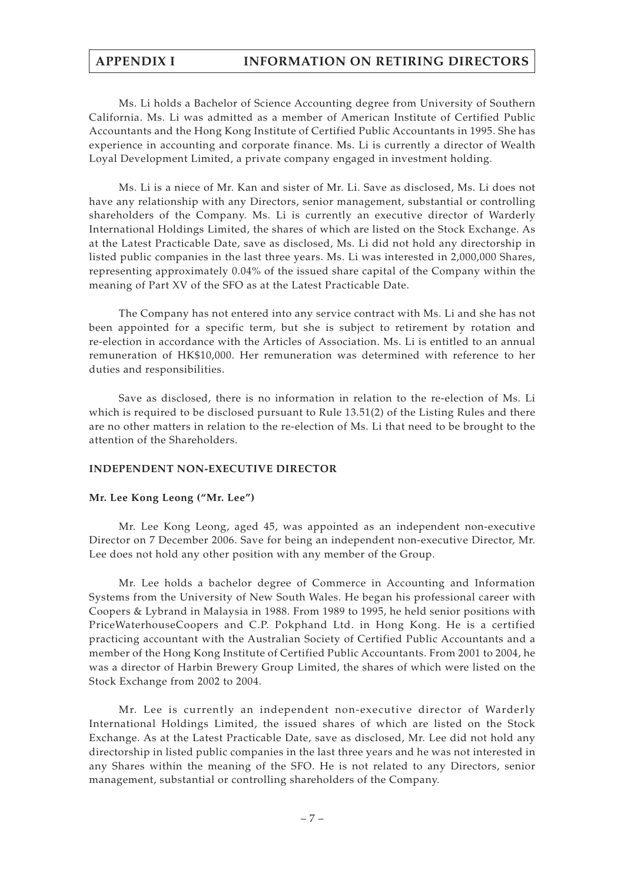Ms. Li holds a Bachelor of Science Accounting degree from University of Southern California. Ms. Li was admitted as a member of American Institute of Certified Public Accountants and the Hong Kong Institute of Certified Public Accountants in 1995. She has experience in accounting and corporate finance. Ms. Li is currently a director of Wealth Loyal Development Limited, a private company engaged in investment holding.

Ms. Li is a niece of Mr. Kan and sister of Mr. Li. Save as disclosed, Ms. Li does not have any relationship with any Directors, senior management, substantial or controlling shareholders of the Company. Ms. Li is currently an executive director of Warderly International Holdings Limited, the shares of which are listed on the Stock Exchange. As at the Latest Practicable Date, save as disclosed, Ms. Li did not hold any directorship in listed public companies in the last three years. Ms. Li was interested in 2,000,000 Shares, representing approximately 0.04% of the issued share capital of the Company within the meaning of Part XV of the SFO as at the Latest Practicable Date.

The Company has not entered into any service contract with Ms. Li and she has not been appointed for a specific term, but she is subject to retirement by rotation and re-election in accordance with the Articles of Association. Ms. Li is entitled to an annual remuneration of HK$10,000. Her remuneration was determined with reference to her duties and responsibilities.

Save as disclosed, there is no information in relation to the re-election of Ms. Li which is required to be disclosed pursuant to Rule 13.51(2) of the Listing Rules and there are no other matters in relation to the re-election of Ms. Li that need to be brought to the attention of the Shareholders.

## INDEPENDENT NON-EXECUTIVE DIRECTOR

### Mr. Lee Kong Leong ("Mr. Lee")

Mr. Lee Kong Leong, aged 45, was appointed as an independent non-executive Director on 7 December 2006. Save for being an independent non-executive Director, Mr. Lee does not hold any other position with any member of the Group.

Mr. Lee holds a bachelor degree of Commerce in Accounting and Information Systems from the University of New South Wales. He began his professional career with Coopers & Lybrand in Malaysia in 1988. From 1989 to 1995, he held senior positions with PriceWaterhouseCoopers and C.P. Pokphand Ltd. in Hong Kong. He is a certified practicing accountant with the Australian Society of Certified Public Accountants and a member of the Hong Kong Institute of Certified Public Accountants. From 2001 to 2004, he was a director of Harbin Brewery Group Limited, the shares of which were listed on the Stock Exchange from 2002 to 2004.

Mr. Lee is currently an independent non-executive director of Warderly International Holdings Limited, the issued shares of which are listed on the Stock Exchange. As at the Latest Practicable Date, save as disclosed, Mr. Lee did not hold any directorship in listed public companies in the last three years and he was not interested in any Shares within the meaning of the SFO. He is not related to any Directors, senior management, substantial or controlling shareholders of the Company.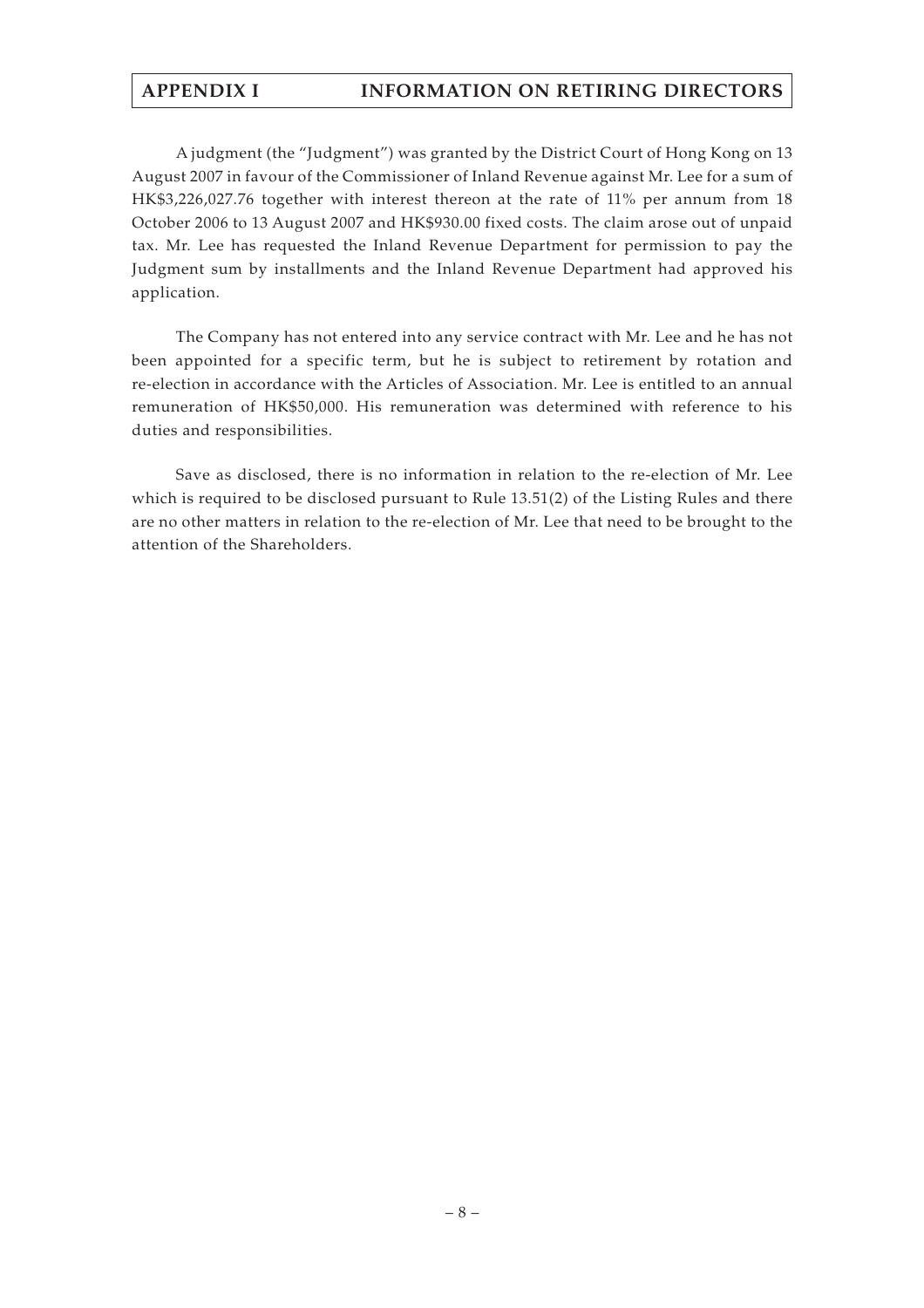A judgment (the "Judgment") was granted by the District Court of Hong Kong on 13 August 2007 in favour of the Commissioner of Inland Revenue against Mr. Lee for a sum of HK$3,226,027.76 together with interest thereon at the rate of 11% per annum from 18 October 2006 to 13 August 2007 and HK$930.00 fixed costs. The claim arose out of unpaid tax. Mr. Lee has requested the Inland Revenue Department for permission to pay the Judgment sum by installments and the Inland Revenue Department had approved his application.

The Company has not entered into any service contract with Mr. Lee and he has not been appointed for a specific term, but he is subject to retirement by rotation and re-election in accordance with the Articles of Association. Mr. Lee is entitled to an annual remuneration of HK$50,000. His remuneration was determined with reference to his duties and responsibilities.

Save as disclosed, there is no information in relation to the re-election of Mr. Lee which is required to be disclosed pursuant to Rule 13.51(2) of the Listing Rules and there are no other matters in relation to the re-election of Mr. Lee that need to be brought to the attention of the Shareholders.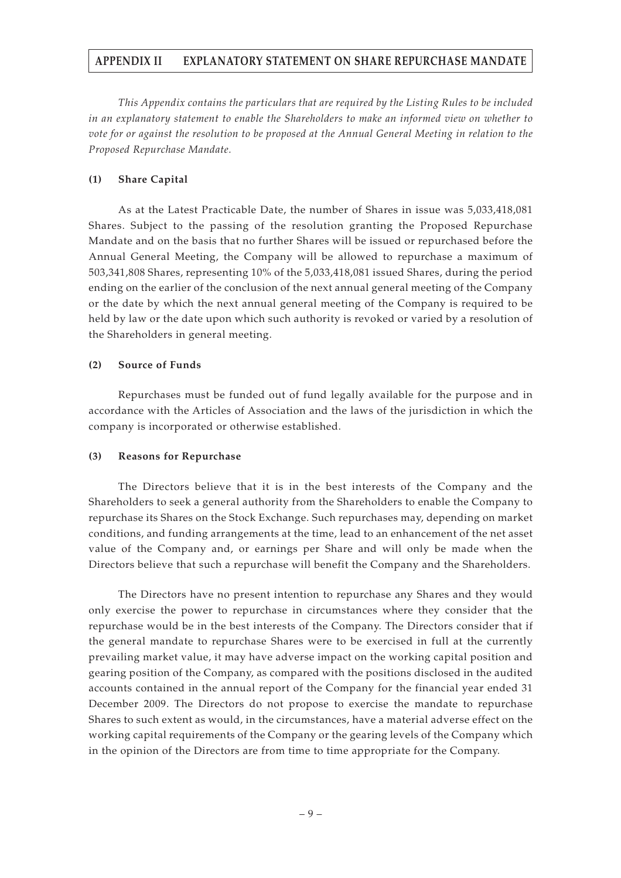# APPENDIX II EXPLANATORY STATEMENT ON SHARE REPURCHASE MANDATE

*This Appendix contains the particulars that are required by the Listing Rules to be included in an explanatory statement to enable the Shareholders to make an informed view on whether to vote for or against the resolution to be proposed at the Annual General Meeting in relation to the Proposed Repurchase Mandate.*

**(1) Share Capital**

As at the Latest Practicable Date, the number of Shares in issue was 5,033,418,081 Shares. Subject to the passing of the resolution granting the Proposed Repurchase Mandate and on the basis that no further Shares will be issued or repurchased before the Annual General Meeting, the Company will be allowed to repurchase a maximum of 503,341,808 Shares, representing 10% of the 5,033,418,081 issued Shares, during the period ending on the earlier of the conclusion of the next annual general meeting of the Company or the date by which the next annual general meeting of the Company is required to be held by law or the date upon which such authority is revoked or varied by a resolution of the Shareholders in general meeting.

**(2) Source of Funds**

Repurchases must be funded out of fund legally available for the purpose and in accordance with the Articles of Association and the laws of the jurisdiction in which the company is incorporated or otherwise established.

**(3) Reasons for Repurchase**

The Directors believe that it is in the best interests of the Company and the Shareholders to seek a general authority from the Shareholders to enable the Company to repurchase its Shares on the Stock Exchange. Such repurchases may, depending on market conditions, and funding arrangements at the time, lead to an enhancement of the net asset value of the Company and, or earnings per Share and will only be made when the Directors believe that such a repurchase will benefit the Company and the Shareholders.

The Directors have no present intention to repurchase any Shares and they would only exercise the power to repurchase in circumstances where they consider that the repurchase would be in the best interests of the Company. The Directors consider that if the general mandate to repurchase Shares were to be exercised in full at the currently prevailing market value, it may have adverse impact on the working capital position and gearing position of the Company, as compared with the positions disclosed in the audited accounts contained in the annual report of the Company for the financial year ended 31 December 2009. The Directors do not propose to exercise the mandate to repurchase Shares to such extent as would, in the circumstances, have a material adverse effect on the working capital requirements of the Company or the gearing levels of the Company which in the opinion of the Directors are from time to time appropriate for the Company.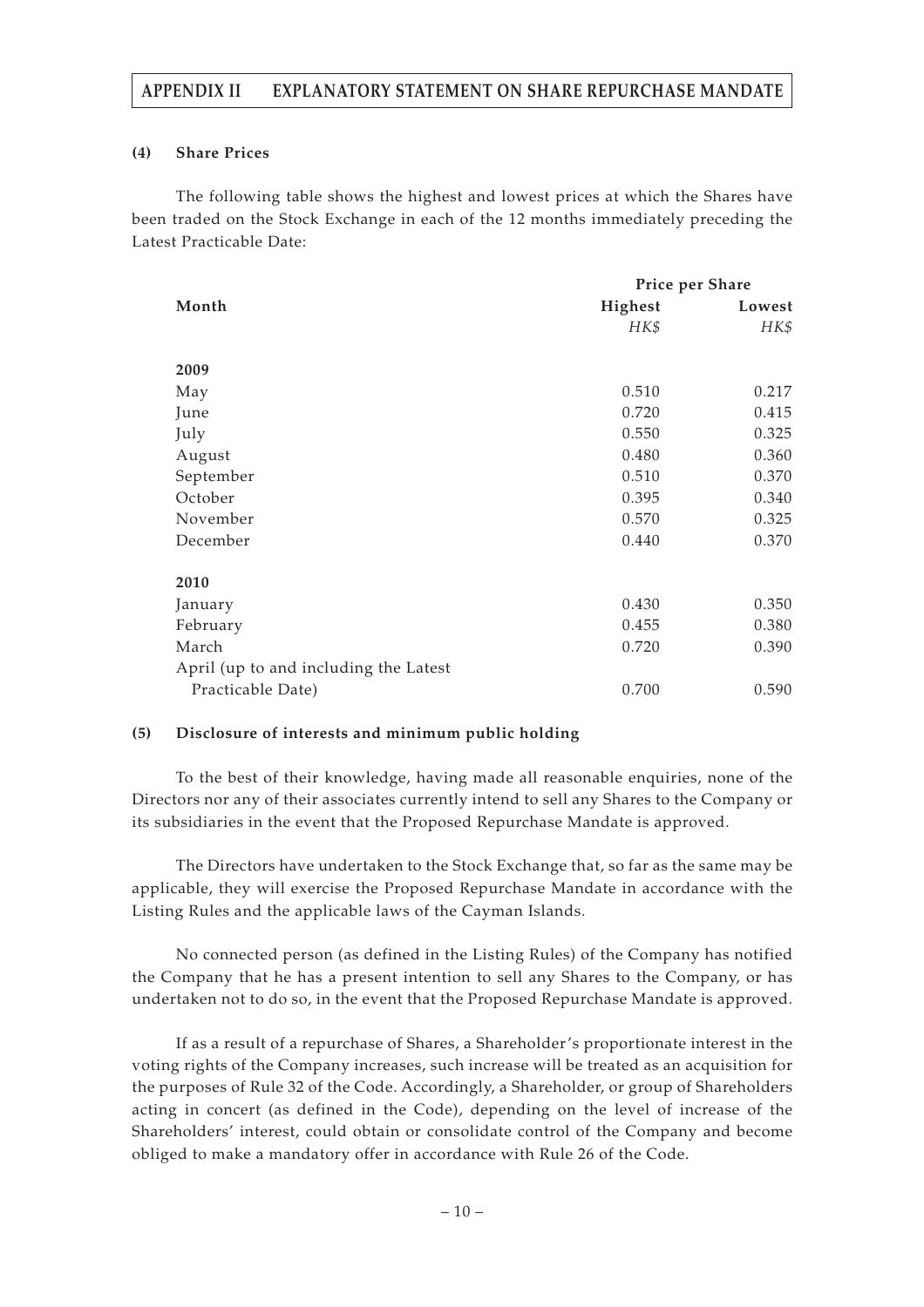#### (4) Share Prices

The following table shows the highest and lowest prices at which the Shares have been traded on the Stock Exchange in each of the 12 months immediately preceding the Latest Practicable Date:

| Month | Price per Share | |
|---|---|---|
| | Highest | Lowest |
| | *HK$* | *HK$* |
| **2009** | | |
| May | 0.510 | 0.217 |
| June | 0.720 | 0.415 |
| July | 0.550 | 0.325 |
| August | 0.480 | 0.360 |
| September | 0.510 | 0.370 |
| October | 0.395 | 0.340 |
| November | 0.570 | 0.325 |
| December | 0.440 | 0.370 |
| **2010** | | |
| January | 0.430 | 0.350 |
| February | 0.455 | 0.380 |
| March | 0.720 | 0.390 |
| April (up to and including the Latest Practicable Date) | 0.700 | 0.590 |

#### (5) Disclosure of interests and minimum public holding

To the best of their knowledge, having made all reasonable enquiries, none of the Directors nor any of their associates currently intend to sell any Shares to the Company or its subsidiaries in the event that the Proposed Repurchase Mandate is approved.

The Directors have undertaken to the Stock Exchange that, so far as the same may be applicable, they will exercise the Proposed Repurchase Mandate in accordance with the Listing Rules and the applicable laws of the Cayman Islands.

No connected person (as defined in the Listing Rules) of the Company has notified the Company that he has a present intention to sell any Shares to the Company, or has undertaken not to do so, in the event that the Proposed Repurchase Mandate is approved.

If as a result of a repurchase of Shares, a Shareholder's proportionate interest in the voting rights of the Company increases, such increase will be treated as an acquisition for the purposes of Rule 32 of the Code. Accordingly, a Shareholder, or group of Shareholders acting in concert (as defined in the Code), depending on the level of increase of the Shareholders' interest, could obtain or consolidate control of the Company and become obliged to make a mandatory offer in accordance with Rule 26 of the Code.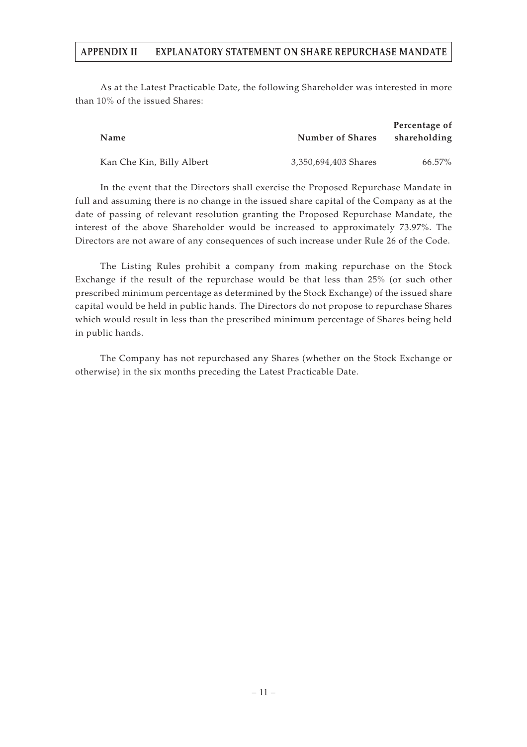As at the Latest Practicable Date, the following Shareholder was interested in more than 10% of the issued Shares:

| Name | Number of Shares | Percentage of shareholding |
|---|---|---|
| Kan Che Kin, Billy Albert | 3,350,694,403 Shares | 66.57% |

In the event that the Directors shall exercise the Proposed Repurchase Mandate in full and assuming there is no change in the issued share capital of the Company as at the date of passing of relevant resolution granting the Proposed Repurchase Mandate, the interest of the above Shareholder would be increased to approximately 73.97%. The Directors are not aware of any consequences of such increase under Rule 26 of the Code.

The Listing Rules prohibit a company from making repurchase on the Stock Exchange if the result of the repurchase would be that less than 25% (or such other prescribed minimum percentage as determined by the Stock Exchange) of the issued share capital would be held in public hands. The Directors do not propose to repurchase Shares which would result in less than the prescribed minimum percentage of Shares being held in public hands.

The Company has not repurchased any Shares (whether on the Stock Exchange or otherwise) in the six months preceding the Latest Practicable Date.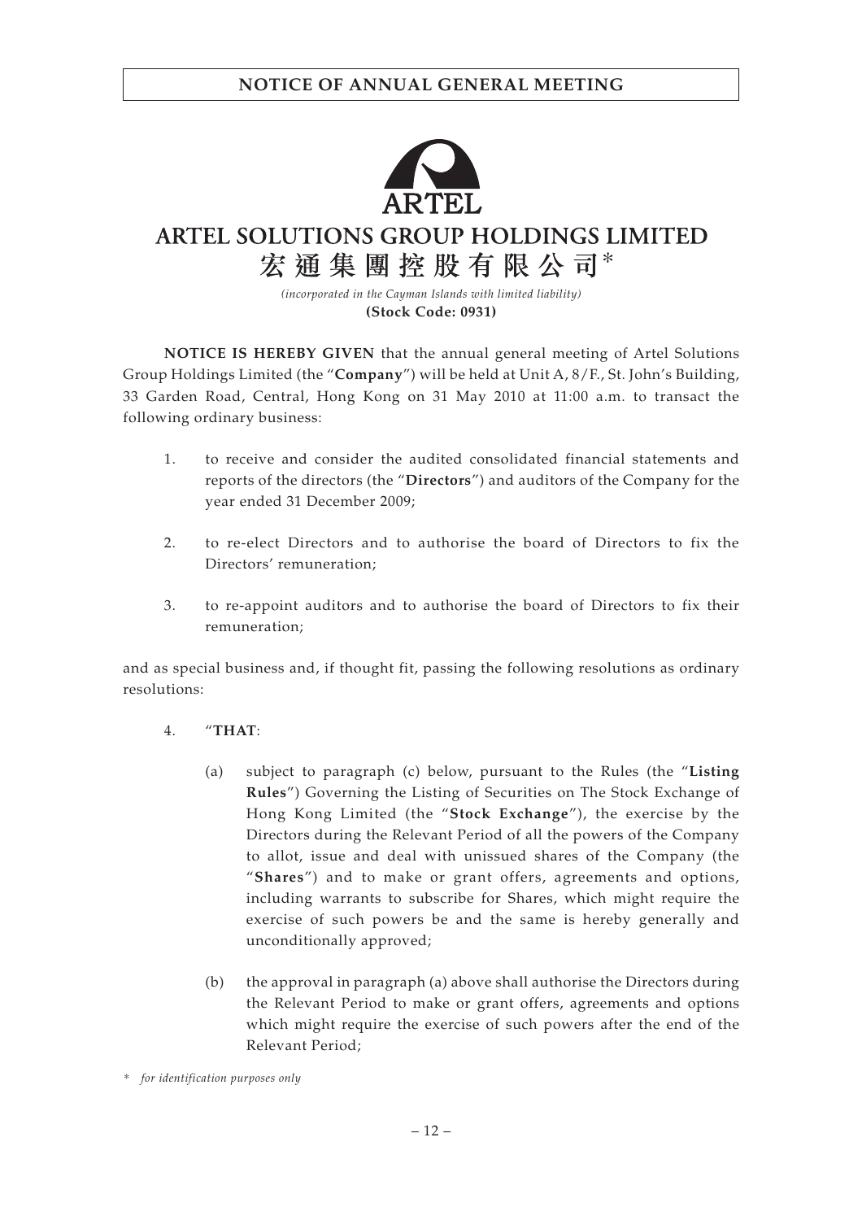# NOTICE OF ANNUAL GENERAL MEETING

ARTEL

# ARTEL SOLUTIONS GROUP HOLDINGS LIMITED

# 宏通集團控股有限公司*

*(incorporated in the Cayman Islands with limited liability)*

**(Stock Code: 0931)**

**NOTICE IS HEREBY GIVEN** that the annual general meeting of Artel Solutions Group Holdings Limited (the "**Company**") will be held at Unit A, 8/F., St. John's Building, 33 Garden Road, Central, Hong Kong on 31 May 2010 at 11:00 a.m. to transact the following ordinary business:

1. to receive and consider the audited consolidated financial statements and reports of the directors (the "**Directors**") and auditors of the Company for the year ended 31 December 2009;

2. to re-elect Directors and to authorise the board of Directors to fix the Directors' remuneration;

3. to re-appoint auditors and to authorise the board of Directors to fix their remuneration;

and as special business and, if thought fit, passing the following resolutions as ordinary resolutions:

4. "**THAT**:

   (a) subject to paragraph (c) below, pursuant to the Rules (the "**Listing Rules**") Governing the Listing of Securities on The Stock Exchange of Hong Kong Limited (the "**Stock Exchange**"), the exercise by the Directors during the Relevant Period of all the powers of the Company to allot, issue and deal with unissued shares of the Company (the "**Shares**") and to make or grant offers, agreements and options, including warrants to subscribe for Shares, which might require the exercise of such powers be and the same is hereby generally and unconditionally approved;

   (b) the approval in paragraph (a) above shall authorise the Directors during the Relevant Period to make or grant offers, agreements and options which might require the exercise of such powers after the end of the Relevant Period;

\* *for identification purposes only*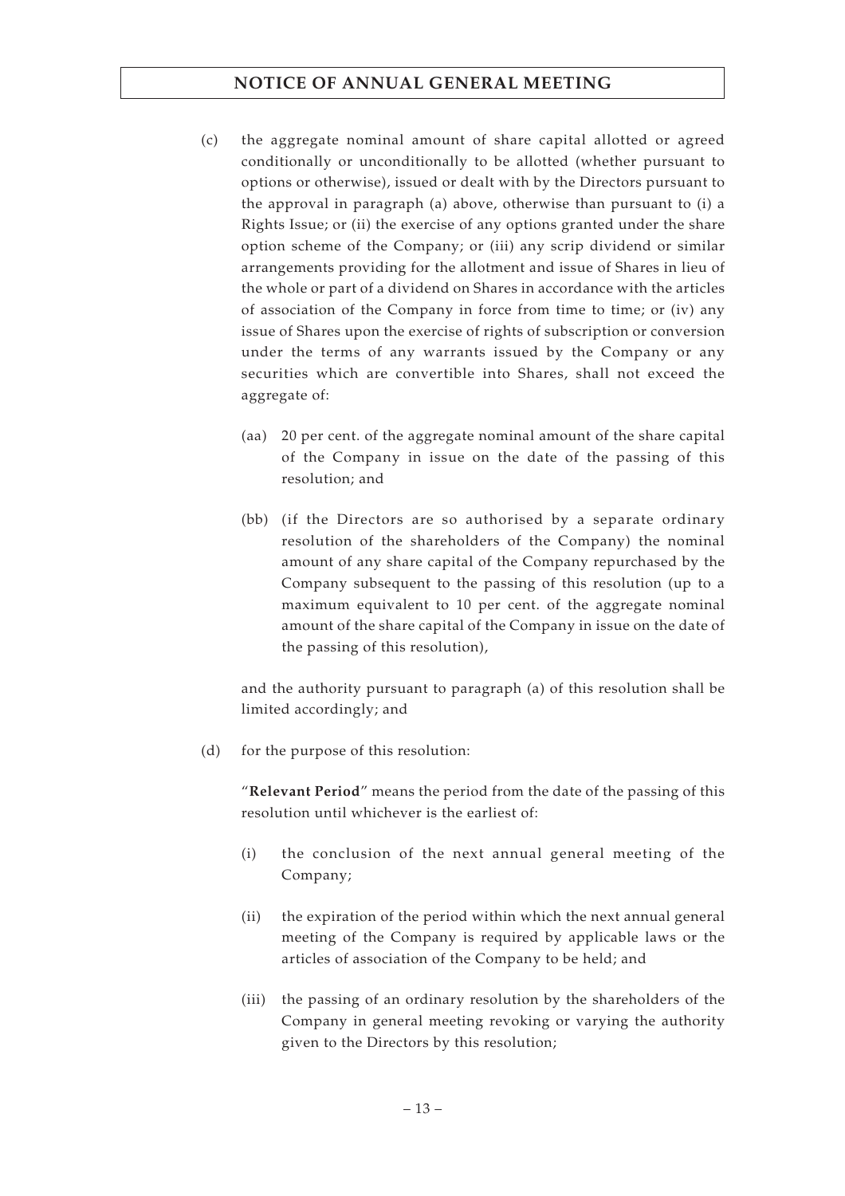(c) the aggregate nominal amount of share capital allotted or agreed conditionally or unconditionally to be allotted (whether pursuant to options or otherwise), issued or dealt with by the Directors pursuant to the approval in paragraph (a) above, otherwise than pursuant to (i) a Rights Issue; or (ii) the exercise of any options granted under the share option scheme of the Company; or (iii) any scrip dividend or similar arrangements providing for the allotment and issue of Shares in lieu of the whole or part of a dividend on Shares in accordance with the articles of association of the Company in force from time to time; or (iv) any issue of Shares upon the exercise of rights of subscription or conversion under the terms of any warrants issued by the Company or any securities which are convertible into Shares, shall not exceed the aggregate of:

(aa) 20 per cent. of the aggregate nominal amount of the share capital of the Company in issue on the date of the passing of this resolution; and

(bb) (if the Directors are so authorised by a separate ordinary resolution of the shareholders of the Company) the nominal amount of any share capital of the Company repurchased by the Company subsequent to the passing of this resolution (up to a maximum equivalent to 10 per cent. of the aggregate nominal amount of the share capital of the Company in issue on the date of the passing of this resolution),

and the authority pursuant to paragraph (a) of this resolution shall be limited accordingly; and

(d) for the purpose of this resolution:

"**Relevant Period**" means the period from the date of the passing of this resolution until whichever is the earliest of:

(i) the conclusion of the next annual general meeting of the Company;

(ii) the expiration of the period within which the next annual general meeting of the Company is required by applicable laws or the articles of association of the Company to be held; and

(iii) the passing of an ordinary resolution by the shareholders of the Company in general meeting revoking or varying the authority given to the Directors by this resolution;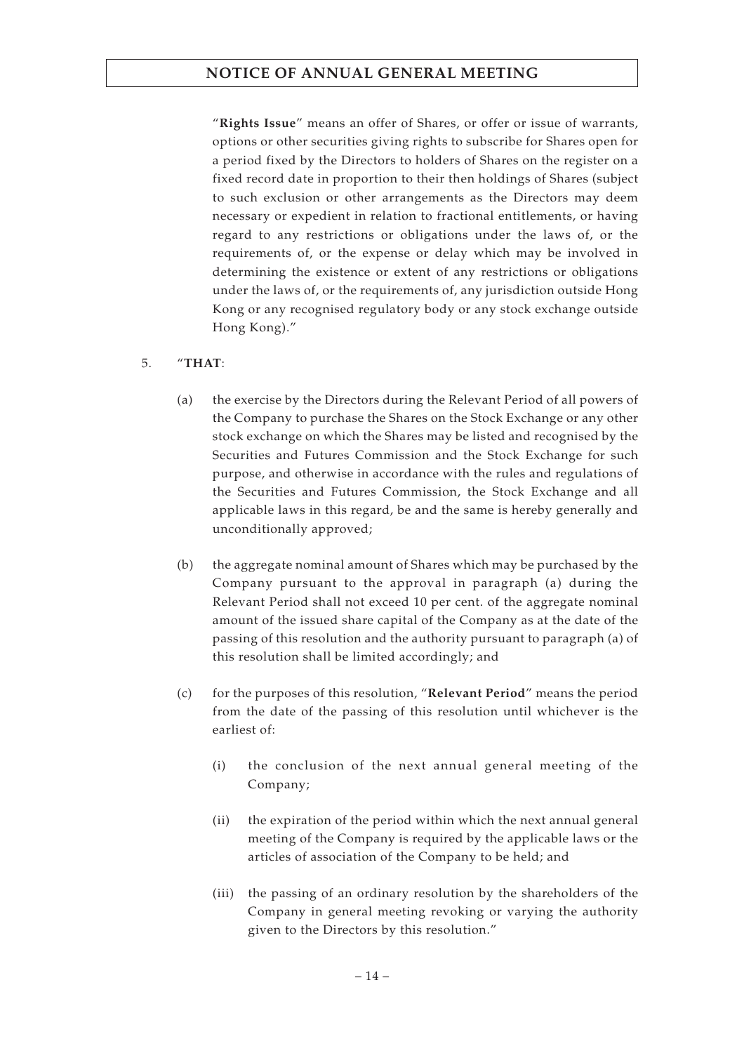"**Rights Issue**" means an offer of Shares, or offer or issue of warrants, options or other securities giving rights to subscribe for Shares open for a period fixed by the Directors to holders of Shares on the register on a fixed record date in proportion to their then holdings of Shares (subject to such exclusion or other arrangements as the Directors may deem necessary or expedient in relation to fractional entitlements, or having regard to any restrictions or obligations under the laws of, or the requirements of, or the expense or delay which may be involved in determining the existence or extent of any restrictions or obligations under the laws of, or the requirements of, any jurisdiction outside Hong Kong or any recognised regulatory body or any stock exchange outside Hong Kong)."

5. "**THAT**:

    (a) the exercise by the Directors during the Relevant Period of all powers of the Company to purchase the Shares on the Stock Exchange or any other stock exchange on which the Shares may be listed and recognised by the Securities and Futures Commission and the Stock Exchange for such purpose, and otherwise in accordance with the rules and regulations of the Securities and Futures Commission, the Stock Exchange and all applicable laws in this regard, be and the same is hereby generally and unconditionally approved;

    (b) the aggregate nominal amount of Shares which may be purchased by the Company pursuant to the approval in paragraph (a) during the Relevant Period shall not exceed 10 per cent. of the aggregate nominal amount of the issued share capital of the Company as at the date of the passing of this resolution and the authority pursuant to paragraph (a) of this resolution shall be limited accordingly; and

    (c) for the purposes of this resolution, "**Relevant Period**" means the period from the date of the passing of this resolution until whichever is the earliest of:

        (i) the conclusion of the next annual general meeting of the Company;

        (ii) the expiration of the period within which the next annual general meeting of the Company is required by the applicable laws or the articles of association of the Company to be held; and

        (iii) the passing of an ordinary resolution by the shareholders of the Company in general meeting revoking or varying the authority given to the Directors by this resolution."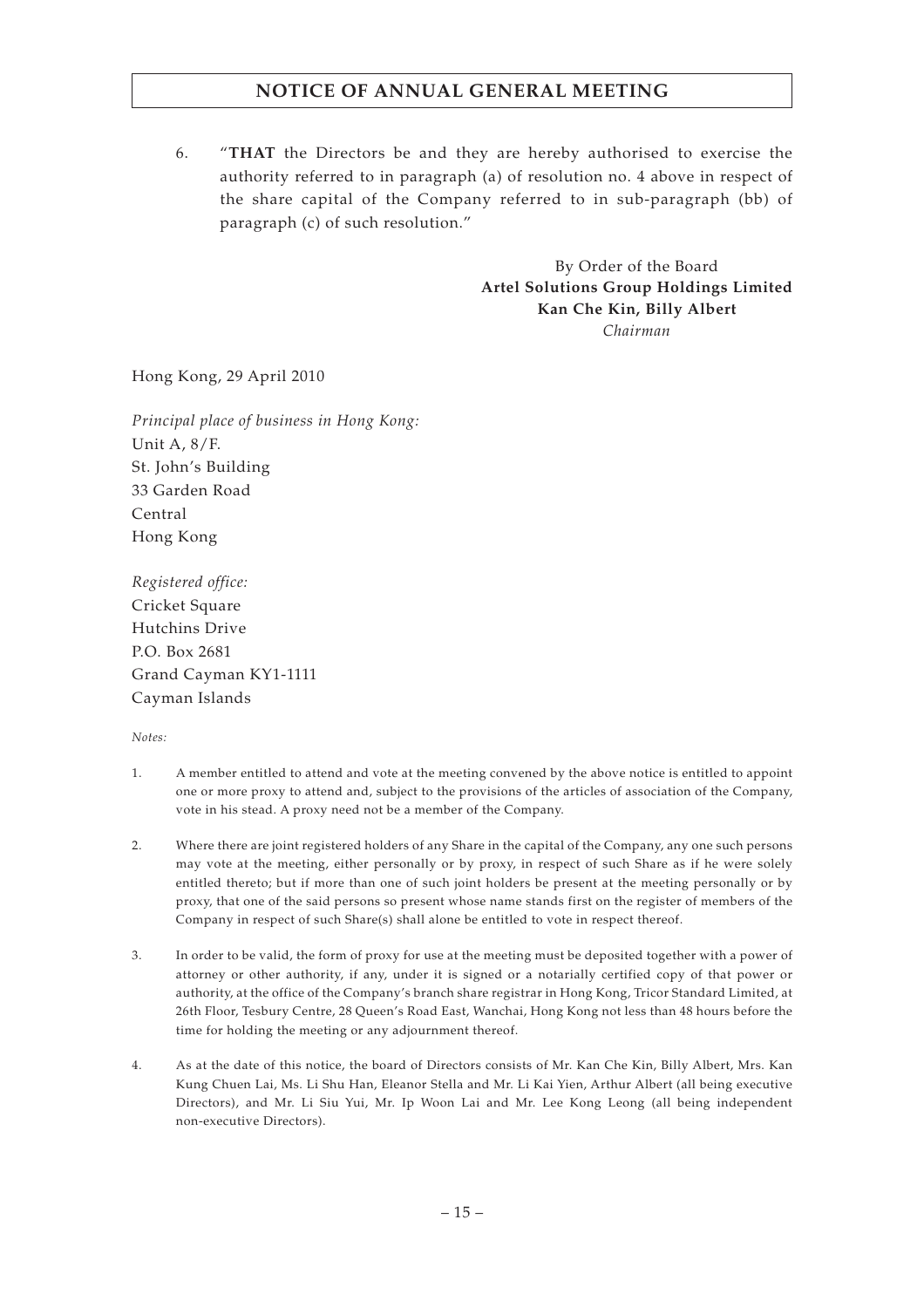6. "**THAT** the Directors be and they are hereby authorised to exercise the authority referred to in paragraph (a) of resolution no. 4 above in respect of the share capital of the Company referred to in sub-paragraph (bb) of paragraph (c) of such resolution."

By Order of the Board
**Artel Solutions Group Holdings Limited**
**Kan Che Kin, Billy Albert**
*Chairman*

Hong Kong, 29 April 2010

*Principal place of business in Hong Kong:*
Unit A, 8/F.
St. John's Building
33 Garden Road
Central
Hong Kong

*Registered office:*
Cricket Square
Hutchins Drive
P.O. Box 2681
Grand Cayman KY1-1111
Cayman Islands

*Notes:*

1. A member entitled to attend and vote at the meeting convened by the above notice is entitled to appoint one or more proxy to attend and, subject to the provisions of the articles of association of the Company, vote in his stead. A proxy need not be a member of the Company.

2. Where there are joint registered holders of any Share in the capital of the Company, any one such persons may vote at the meeting, either personally or by proxy, in respect of such Share as if he were solely entitled thereto; but if more than one of such joint holders be present at the meeting personally or by proxy, that one of the said persons so present whose name stands first on the register of members of the Company in respect of such Share(s) shall alone be entitled to vote in respect thereof.

3. In order to be valid, the form of proxy for use at the meeting must be deposited together with a power of attorney or other authority, if any, under it is signed or a notarially certified copy of that power or authority, at the office of the Company's branch share registrar in Hong Kong, Tricor Standard Limited, at 26th Floor, Tesbury Centre, 28 Queen's Road East, Wanchai, Hong Kong not less than 48 hours before the time for holding the meeting or any adjournment thereof.

4. As at the date of this notice, the board of Directors consists of Mr. Kan Che Kin, Billy Albert, Mrs. Kan Kung Chuen Lai, Ms. Li Shu Han, Eleanor Stella and Mr. Li Kai Yien, Arthur Albert (all being executive Directors), and Mr. Li Siu Yui, Mr. Ip Woon Lai and Mr. Lee Kong Leong (all being independent non-executive Directors).